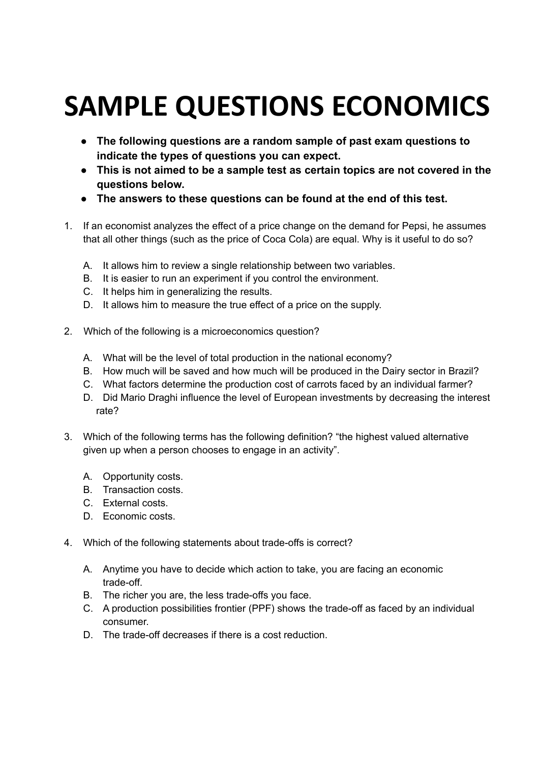# SAMPLE QUESTIONS ECONOMICS

- **The following questions are a random sample of past exam questions to indicate the types of questions you can expect.**
- **This is not aimed to be a sample test as certain topics are not covered in the questions below.**
- **The answers to these questions can be found at the end of this test.**

1. If an economist analyzes the effect of a price change on the demand for Pepsi, he assumes that all other things (such as the price of Coca Cola) are equal. Why is it useful to do so?

   A. It allows him to review a single relationship between two variables.
   B. It is easier to run an experiment if you control the environment.
   C. It helps him in generalizing the results.
   D. It allows him to measure the true effect of a price on the supply.

2. Which of the following is a microeconomics question?

   A. What will be the level of total production in the national economy?
   B. How much will be saved and how much will be produced in the Dairy sector in Brazil?
   C. What factors determine the production cost of carrots faced by an individual farmer?
   D. Did Mario Draghi influence the level of European investments by decreasing the interest rate?

3. Which of the following terms has the following definition? "the highest valued alternative given up when a person chooses to engage in an activity".

   A. Opportunity costs.
   B. Transaction costs.
   C. External costs.
   D. Economic costs.

4. Which of the following statements about trade-offs is correct?

   A. Anytime you have to decide which action to take, you are facing an economic trade-off.
   B. The richer you are, the less trade-offs you face.
   C. A production possibilities frontier (PPF) shows the trade-off as faced by an individual consumer.
   D. The trade-off decreases if there is a cost reduction.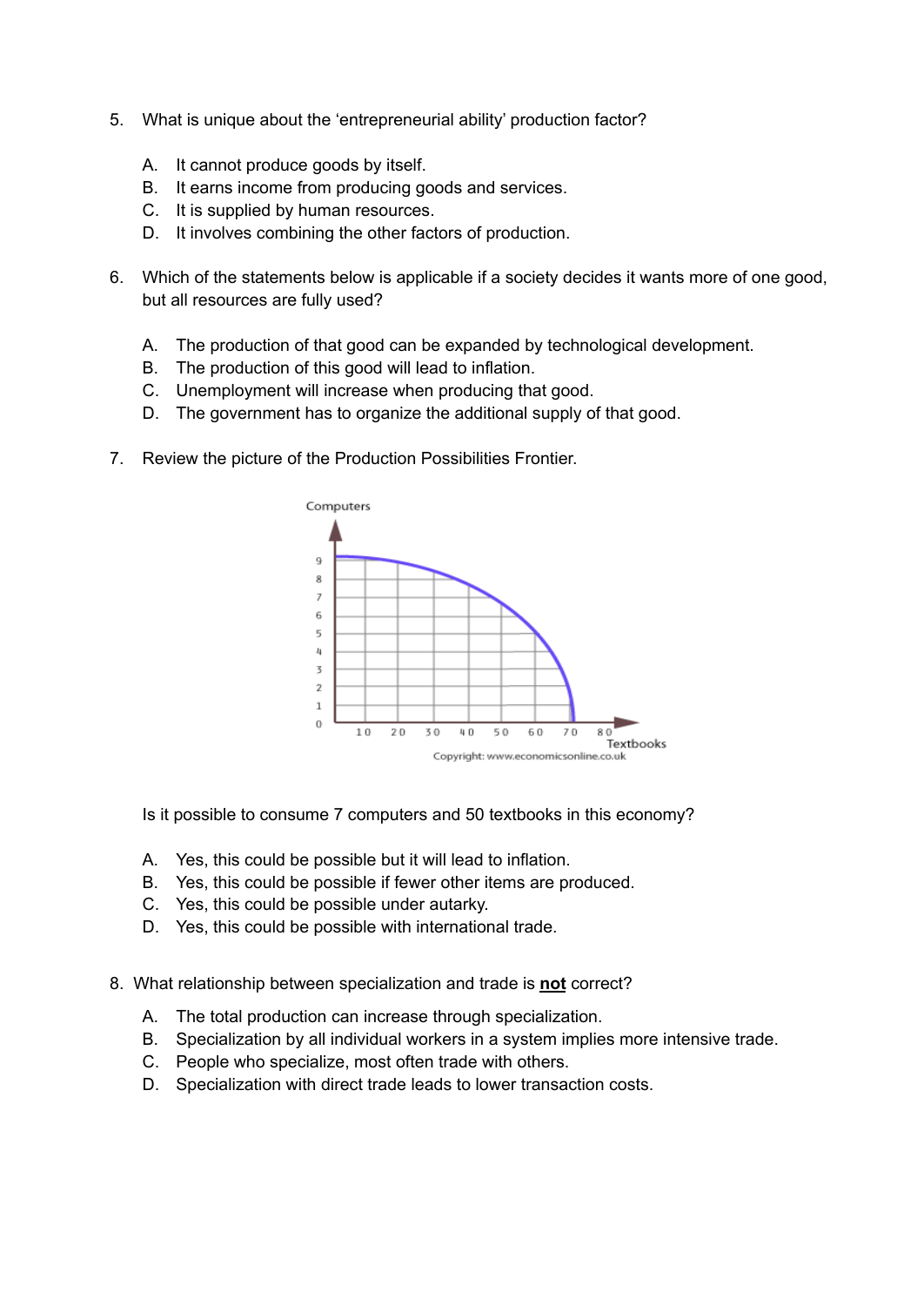5. What is unique about the 'entrepreneurial ability' production factor?

   A. It cannot produce goods by itself.
   B. It earns income from producing goods and services.
   C. It is supplied by human resources.
   D. It involves combining the other factors of production.

6. Which of the statements below is applicable if a society decides it wants more of one good, but all resources are fully used?

   A. The production of that good can be expanded by technological development.
   B. The production of this good will lead to inflation.
   C. Unemployment will increase when producing that good.
   D. The government has to organize the additional supply of that good.

7. Review the picture of the Production Possibilities Frontier.

   Is it possible to consume 7 computers and 50 textbooks in this economy?

   A. Yes, this could be possible but it will lead to inflation.
   B. Yes, this could be possible if fewer other items are produced.
   C. Yes, this could be possible under autarky.
   D. Yes, this could be possible with international trade.

8. What relationship between specialization and trade is **not** correct?

   A. The total production can increase through specialization.
   B. Specialization by all individual workers in a system implies more intensive trade.
   C. People who specialize, most often trade with others.
   D. Specialization with direct trade leads to lower transaction costs.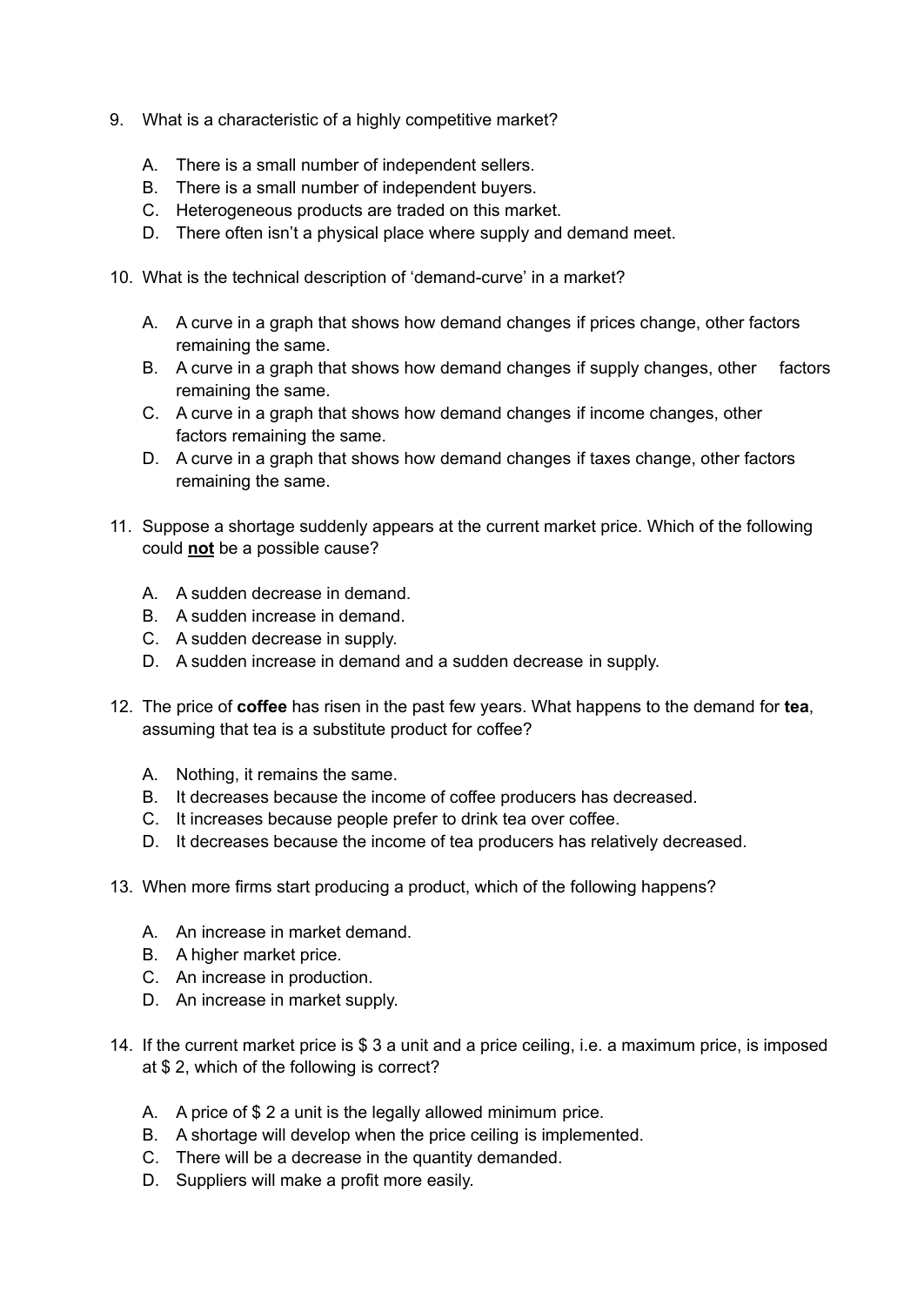9. What is a characteristic of a highly competitive market?

   A. There is a small number of independent sellers.
   B. There is a small number of independent buyers.
   C. Heterogeneous products are traded on this market.
   D. There often isn't a physical place where supply and demand meet.

10. What is the technical description of 'demand-curve' in a market?

    A. A curve in a graph that shows how demand changes if prices change, other factors remaining the same.
    B. A curve in a graph that shows how demand changes if supply changes, other factors remaining the same.
    C. A curve in a graph that shows how demand changes if income changes, other factors remaining the same.
    D. A curve in a graph that shows how demand changes if taxes change, other factors remaining the same.

11. Suppose a shortage suddenly appears at the current market price. Which of the following could **<u>not</u>** be a possible cause?

    A. A sudden decrease in demand.
    B. A sudden increase in demand.
    C. A sudden decrease in supply.
    D. A sudden increase in demand and a sudden decrease in supply.

12. The price of **coffee** has risen in the past few years. What happens to the demand for **tea**, assuming that tea is a substitute product for coffee?

    A. Nothing, it remains the same.
    B. It decreases because the income of coffee producers has decreased.
    C. It increases because people prefer to drink tea over coffee.
    D. It decreases because the income of tea producers has relatively decreased.

13. When more firms start producing a product, which of the following happens?

    A. An increase in market demand.
    B. A higher market price.
    C. An increase in production.
    D. An increase in market supply.

14. If the current market price is $ 3 a unit and a price ceiling, i.e. a maximum price, is imposed at $ 2, which of the following is correct?

    A. A price of $ 2 a unit is the legally allowed minimum price.
    B. A shortage will develop when the price ceiling is implemented.
    C. There will be a decrease in the quantity demanded.
    D. Suppliers will make a profit more easily.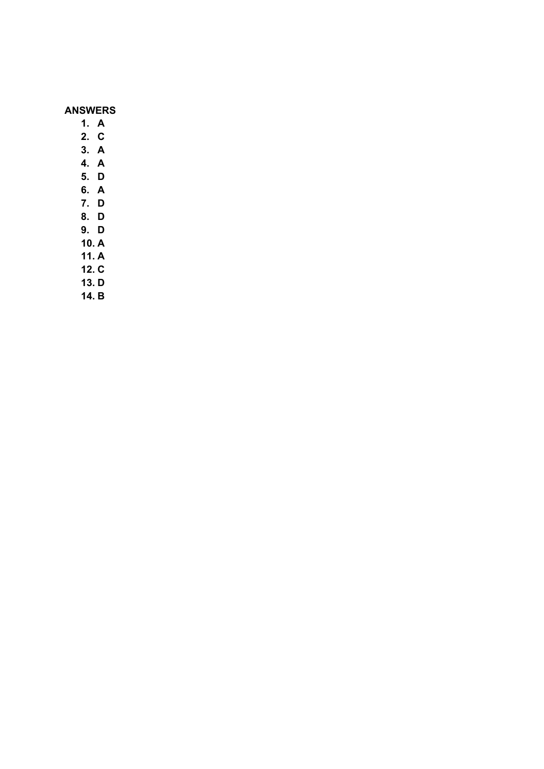**ANSWERS**

1. **A**
2. **C**
3. **A**
4. **A**
5. **D**
6. **A**
7. **D**
8. **D**
9. **D**
10. **A**
11. **A**
12. **C**
13. **D**
14. **B**